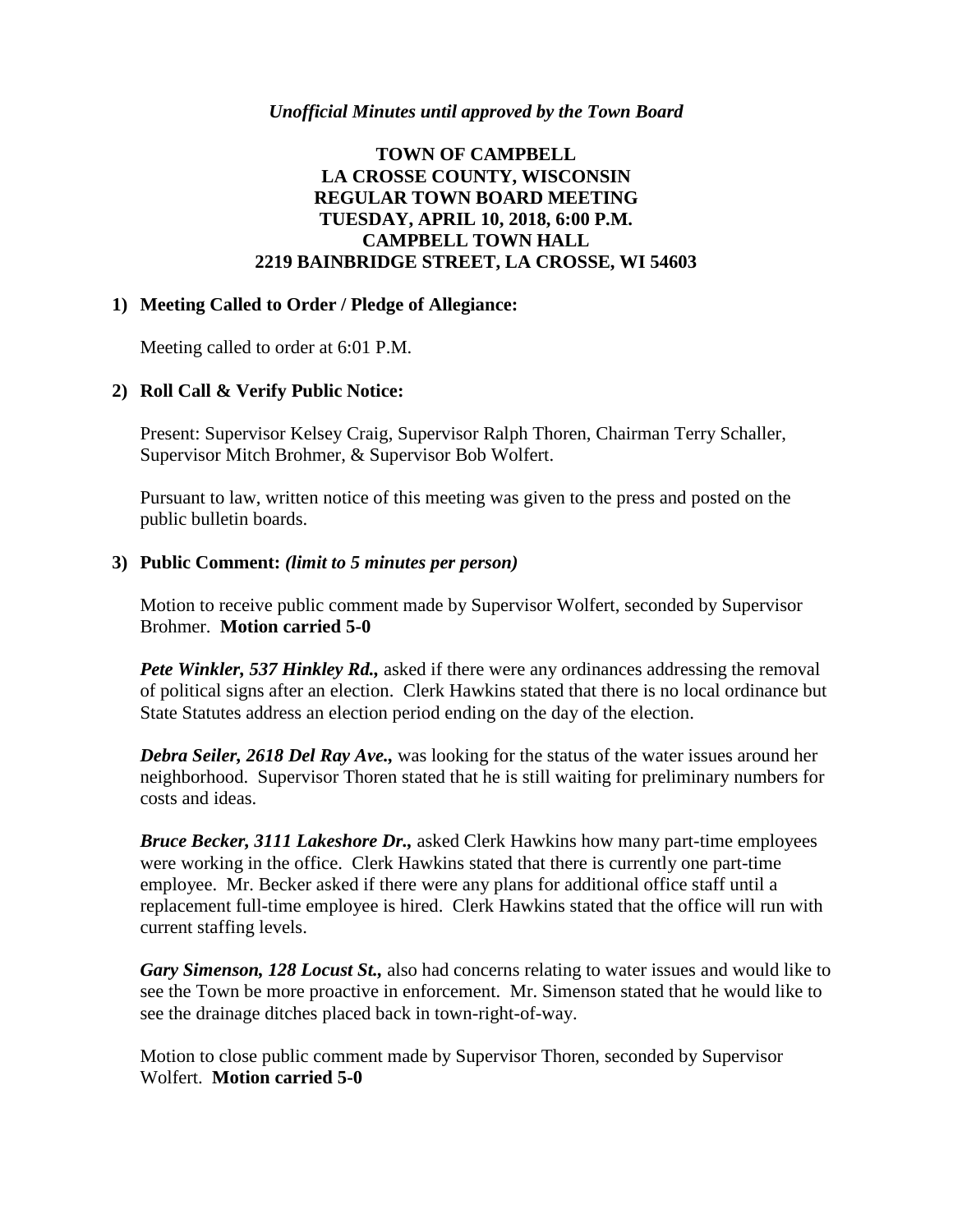*Unofficial Minutes until approved by the Town Board*

**TOWN OF CAMPBELL**
**LA CROSSE COUNTY, WISCONSIN**
**REGULAR TOWN BOARD MEETING**
**TUESDAY, APRIL 10, 2018, 6:00 P.M.**
**CAMPBELL TOWN HALL**
**2219 BAINBRIDGE STREET, LA CROSSE, WI 54603**

**1) Meeting Called to Order / Pledge of Allegiance:**

Meeting called to order at 6:01 P.M.

**2) Roll Call & Verify Public Notice:**

Present: Supervisor Kelsey Craig, Supervisor Ralph Thoren, Chairman Terry Schaller, Supervisor Mitch Brohmer, & Supervisor Bob Wolfert.

Pursuant to law, written notice of this meeting was given to the press and posted on the public bulletin boards.

**3) Public Comment:** ***(limit to 5 minutes per person)***

Motion to receive public comment made by Supervisor Wolfert, seconded by Supervisor Brohmer. **Motion carried 5-0**

***Pete Winkler, 537 Hinkley Rd.,*** asked if there were any ordinances addressing the removal of political signs after an election. Clerk Hawkins stated that there is no local ordinance but State Statutes address an election period ending on the day of the election.

***Debra Seiler, 2618 Del Ray Ave.,*** was looking for the status of the water issues around her neighborhood. Supervisor Thoren stated that he is still waiting for preliminary numbers for costs and ideas.

***Bruce Becker, 3111 Lakeshore Dr.,*** asked Clerk Hawkins how many part-time employees were working in the office. Clerk Hawkins stated that there is currently one part-time employee. Mr. Becker asked if there were any plans for additional office staff until a replacement full-time employee is hired. Clerk Hawkins stated that the office will run with current staffing levels.

***Gary Simenson, 128 Locust St.,*** also had concerns relating to water issues and would like to see the Town be more proactive in enforcement. Mr. Simenson stated that he would like to see the drainage ditches placed back in town-right-of-way.

Motion to close public comment made by Supervisor Thoren, seconded by Supervisor Wolfert. **Motion carried 5-0**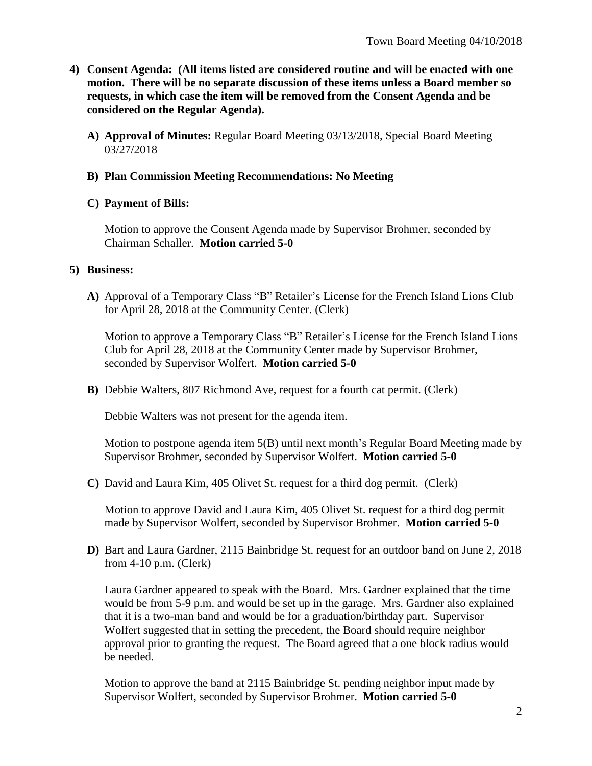**4) Consent Agenda: (All items listed are considered routine and will be enacted with one motion. There will be no separate discussion of these items unless a Board member so requests, in which case the item will be removed from the Consent Agenda and be considered on the Regular Agenda).**

**A) Approval of Minutes:** Regular Board Meeting 03/13/2018, Special Board Meeting 03/27/2018

**B) Plan Commission Meeting Recommendations: No Meeting**

**C) Payment of Bills:**

Motion to approve the Consent Agenda made by Supervisor Brohmer, seconded by Chairman Schaller. **Motion carried 5-0**

**5) Business:**

**A)** Approval of a Temporary Class "B" Retailer's License for the French Island Lions Club for April 28, 2018 at the Community Center. (Clerk)

Motion to approve a Temporary Class "B" Retailer's License for the French Island Lions Club for April 28, 2018 at the Community Center made by Supervisor Brohmer, seconded by Supervisor Wolfert. **Motion carried 5-0**

**B)** Debbie Walters, 807 Richmond Ave, request for a fourth cat permit. (Clerk)

Debbie Walters was not present for the agenda item.

Motion to postpone agenda item 5(B) until next month's Regular Board Meeting made by Supervisor Brohmer, seconded by Supervisor Wolfert. **Motion carried 5-0**

**C)** David and Laura Kim, 405 Olivet St. request for a third dog permit. (Clerk)

Motion to approve David and Laura Kim, 405 Olivet St. request for a third dog permit made by Supervisor Wolfert, seconded by Supervisor Brohmer. **Motion carried 5-0**

**D)** Bart and Laura Gardner, 2115 Bainbridge St. request for an outdoor band on June 2, 2018 from 4-10 p.m. (Clerk)

Laura Gardner appeared to speak with the Board. Mrs. Gardner explained that the time would be from 5-9 p.m. and would be set up in the garage. Mrs. Gardner also explained that it is a two-man band and would be for a graduation/birthday part. Supervisor Wolfert suggested that in setting the precedent, the Board should require neighbor approval prior to granting the request. The Board agreed that a one block radius would be needed.

Motion to approve the band at 2115 Bainbridge St. pending neighbor input made by Supervisor Wolfert, seconded by Supervisor Brohmer. **Motion carried 5-0**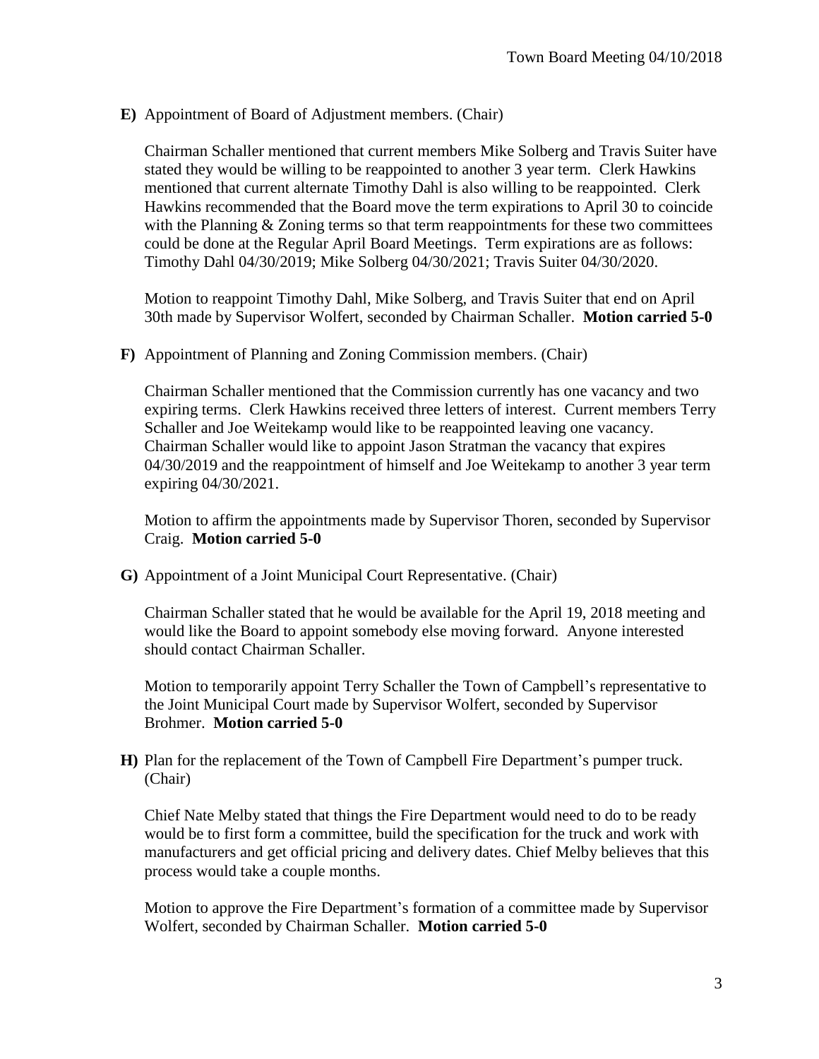**E)** Appointment of Board of Adjustment members. (Chair)

Chairman Schaller mentioned that current members Mike Solberg and Travis Suiter have stated they would be willing to be reappointed to another 3 year term. Clerk Hawkins mentioned that current alternate Timothy Dahl is also willing to be reappointed. Clerk Hawkins recommended that the Board move the term expirations to April 30 to coincide with the Planning & Zoning terms so that term reappointments for these two committees could be done at the Regular April Board Meetings. Term expirations are as follows: Timothy Dahl 04/30/2019; Mike Solberg 04/30/2021; Travis Suiter 04/30/2020.

Motion to reappoint Timothy Dahl, Mike Solberg, and Travis Suiter that end on April 30th made by Supervisor Wolfert, seconded by Chairman Schaller. **Motion carried 5-0**

**F)** Appointment of Planning and Zoning Commission members. (Chair)

Chairman Schaller mentioned that the Commission currently has one vacancy and two expiring terms. Clerk Hawkins received three letters of interest. Current members Terry Schaller and Joe Weitekamp would like to be reappointed leaving one vacancy. Chairman Schaller would like to appoint Jason Stratman the vacancy that expires 04/30/2019 and the reappointment of himself and Joe Weitekamp to another 3 year term expiring 04/30/2021.

Motion to affirm the appointments made by Supervisor Thoren, seconded by Supervisor Craig. **Motion carried 5-0**

**G)** Appointment of a Joint Municipal Court Representative. (Chair)

Chairman Schaller stated that he would be available for the April 19, 2018 meeting and would like the Board to appoint somebody else moving forward. Anyone interested should contact Chairman Schaller.

Motion to temporarily appoint Terry Schaller the Town of Campbell's representative to the Joint Municipal Court made by Supervisor Wolfert, seconded by Supervisor Brohmer. **Motion carried 5-0**

**H)** Plan for the replacement of the Town of Campbell Fire Department's pumper truck. (Chair)

Chief Nate Melby stated that things the Fire Department would need to do to be ready would be to first form a committee, build the specification for the truck and work with manufacturers and get official pricing and delivery dates. Chief Melby believes that this process would take a couple months.

Motion to approve the Fire Department's formation of a committee made by Supervisor Wolfert, seconded by Chairman Schaller. **Motion carried 5-0**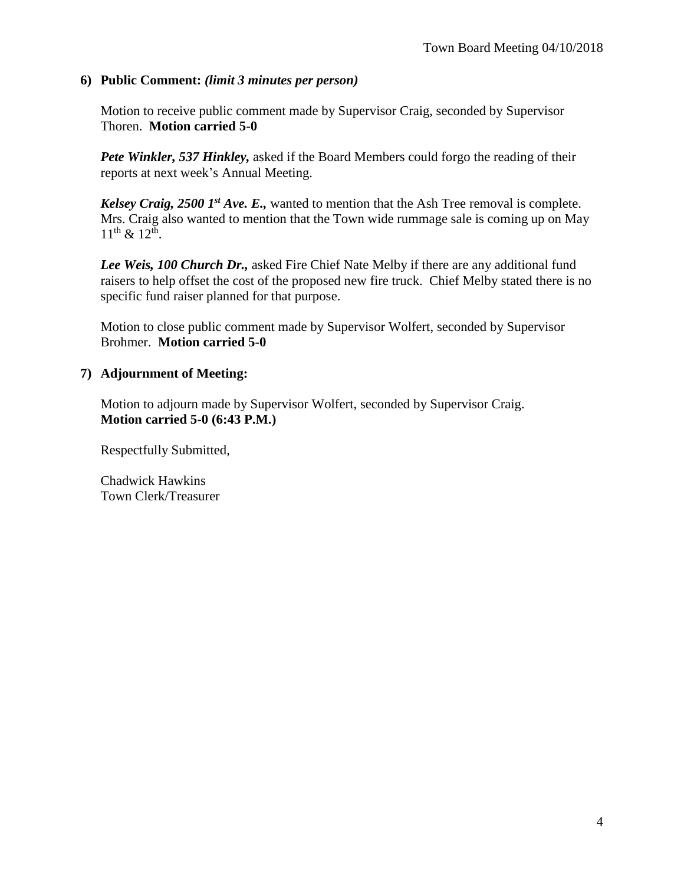**6) Public Comment:** ***(limit 3 minutes per person)***

Motion to receive public comment made by Supervisor Craig, seconded by Supervisor Thoren. **Motion carried 5-0**

***Pete Winkler, 537 Hinkley,*** asked if the Board Members could forgo the reading of their reports at next week's Annual Meeting.

***Kelsey Craig, 2500 1st Ave. E.,*** wanted to mention that the Ash Tree removal is complete. Mrs. Craig also wanted to mention that the Town wide rummage sale is coming up on May 11th & 12th.

***Lee Weis, 100 Church Dr.,*** asked Fire Chief Nate Melby if there are any additional fund raisers to help offset the cost of the proposed new fire truck. Chief Melby stated there is no specific fund raiser planned for that purpose.

Motion to close public comment made by Supervisor Wolfert, seconded by Supervisor Brohmer. **Motion carried 5-0**

**7) Adjournment of Meeting:**

Motion to adjourn made by Supervisor Wolfert, seconded by Supervisor Craig.
**Motion carried 5-0 (6:43 P.M.)**

Respectfully Submitted,

Chadwick Hawkins
Town Clerk/Treasurer